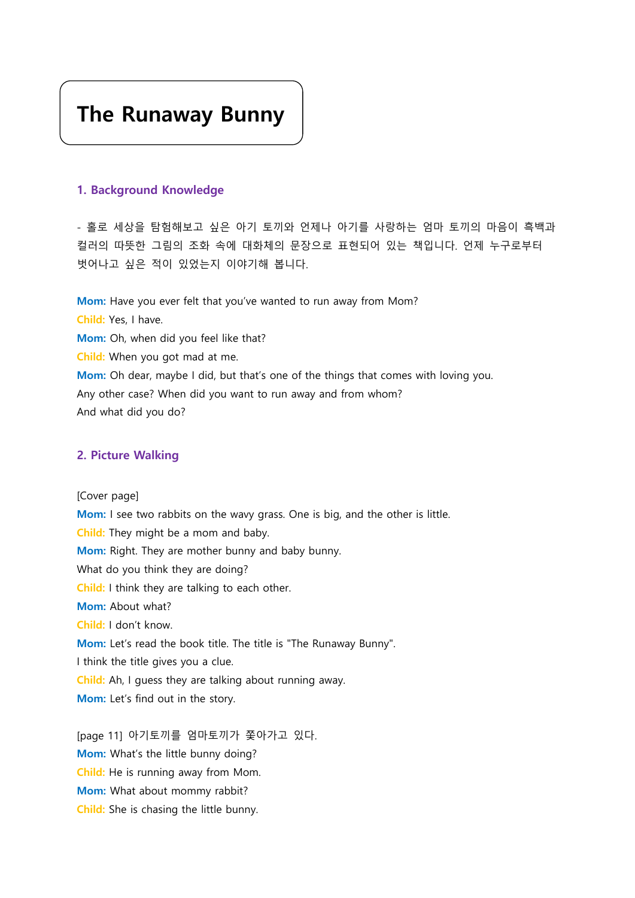# The Runaway Bunny

## 1. Background Knowledge

- 홀로 세상을 탐험해보고 싶은 아기 토끼와 언제나 아기를 사랑하는 엄마 토끼의 마음이 흑백과 컬러의 따뜻한 그림의 조화 속에 대화체의 문장으로 표현되어 있는 책입니다. 언제 누구로부터 벗어나고 싶은 적이 있었는지 이야기해 봅니다.

**Mom:** Have you ever felt that you've wanted to run away from Mom?
**Child:** Yes, I have.
**Mom:** Oh, when did you feel like that?
**Child:** When you got mad at me.
**Mom:** Oh dear, maybe I did, but that's one of the things that comes with loving you.
Any other case? When did you want to run away and from whom?
And what did you do?

## 2. Picture Walking

[Cover page]
**Mom:** I see two rabbits on the wavy grass. One is big, and the other is little.
**Child:** They might be a mom and baby.
**Mom:** Right. They are mother bunny and baby bunny.
What do you think they are doing?
**Child:** I think they are talking to each other.
**Mom:** About what?
**Child:** I don't know.
**Mom:** Let's read the book title. The title is "The Runaway Bunny".
I think the title gives you a clue.
**Child:** Ah, I guess they are talking about running away.
**Mom:** Let's find out in the story.

[page 11] 아기토끼를 엄마토끼가 쫓아가고 있다.
**Mom:** What's the little bunny doing?
**Child:** He is running away from Mom.
**Mom:** What about mommy rabbit?
**Child:** She is chasing the little bunny.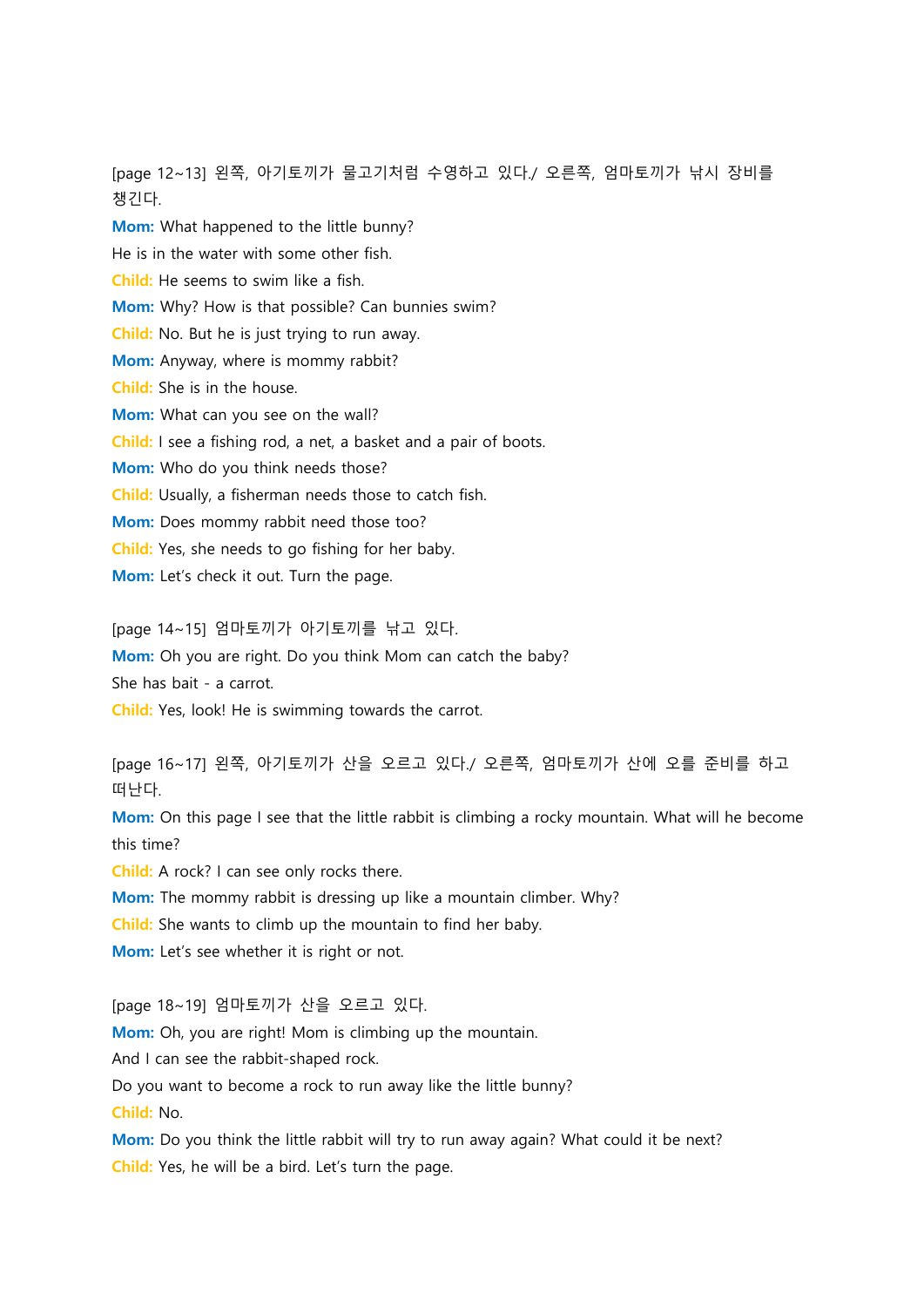[page 12~13] 왼쪽, 아기토끼가 물고기처럼 수영하고 있다./ 오른쪽, 엄마토끼가 낚시 장비를 챙긴다.

**Mom:** What happened to the little bunny?

He is in the water with some other fish.

**Child:** He seems to swim like a fish.

**Mom:** Why? How is that possible? Can bunnies swim?

**Child:** No. But he is just trying to run away.

**Mom:** Anyway, where is mommy rabbit?

**Child:** She is in the house.

**Mom:** What can you see on the wall?

**Child:** I see a fishing rod, a net, a basket and a pair of boots.

**Mom:** Who do you think needs those?

**Child:** Usually, a fisherman needs those to catch fish.

**Mom:** Does mommy rabbit need those too?

**Child:** Yes, she needs to go fishing for her baby.

**Mom:** Let's check it out. Turn the page.

[page 14~15] 엄마토끼가 아기토끼를 낚고 있다.

**Mom:** Oh you are right. Do you think Mom can catch the baby?

She has bait - a carrot.

**Child:** Yes, look! He is swimming towards the carrot.

[page 16~17] 왼쪽, 아기토끼가 산을 오르고 있다./ 오른쪽, 엄마토끼가 산에 오를 준비를 하고 떠난다.

**Mom:** On this page I see that the little rabbit is climbing a rocky mountain. What will he become this time?

**Child:** A rock? I can see only rocks there.

**Mom:** The mommy rabbit is dressing up like a mountain climber. Why?

**Child:** She wants to climb up the mountain to find her baby.

**Mom:** Let's see whether it is right or not.

[page 18~19] 엄마토끼가 산을 오르고 있다.

**Mom:** Oh, you are right! Mom is climbing up the mountain.

And I can see the rabbit-shaped rock.

Do you want to become a rock to run away like the little bunny?

**Child:** No.

**Mom:** Do you think the little rabbit will try to run away again? What could it be next?

**Child:** Yes, he will be a bird. Let's turn the page.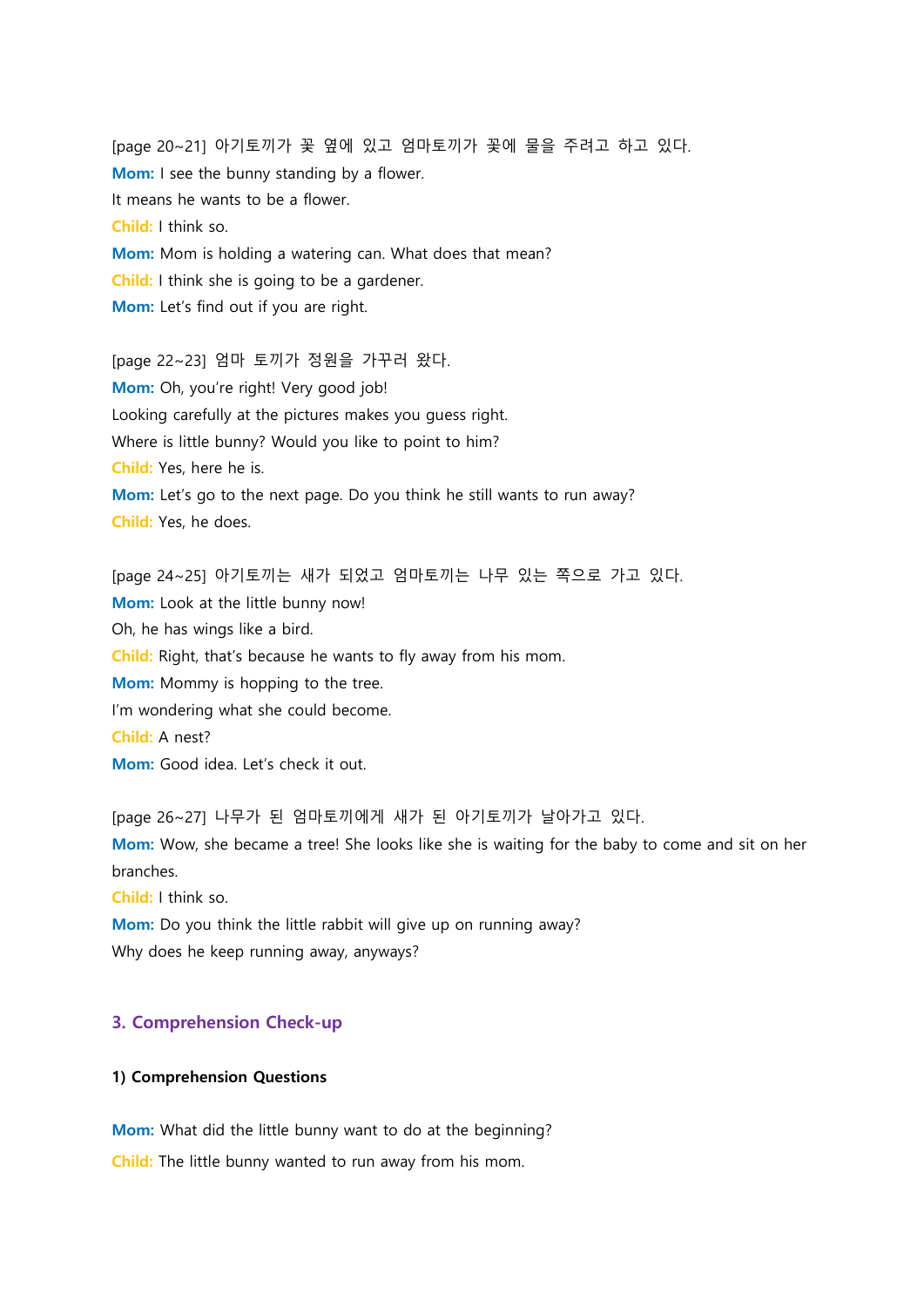[page 20~21] 아기토끼가 꽃 옆에 있고 엄마토끼가 꽃에 물을 주려고 하고 있다.

**Mom:** I see the bunny standing by a flower.
It means he wants to be a flower.

**Child:** I think so.

**Mom:** Mom is holding a watering can. What does that mean?

**Child:** I think she is going to be a gardener.

**Mom:** Let's find out if you are right.

[page 22~23] 엄마 토끼가 정원을 가꾸러 왔다.

**Mom:** Oh, you're right! Very good job!
Looking carefully at the pictures makes you guess right.
Where is little bunny? Would you like to point to him?

**Child:** Yes, here he is.

**Mom:** Let's go to the next page. Do you think he still wants to run away?

**Child:** Yes, he does.

[page 24~25] 아기토끼는 새가 되었고 엄마토끼는 나무 있는 쪽으로 가고 있다.

**Mom:** Look at the little bunny now!
Oh, he has wings like a bird.

**Child:** Right, that's because he wants to fly away from his mom.

**Mom:** Mommy is hopping to the tree.
I'm wondering what she could become.

**Child:** A nest?

**Mom:** Good idea. Let's check it out.

[page 26~27] 나무가 된 엄마토끼에게 새가 된 아기토끼가 날아가고 있다.

**Mom:** Wow, she became a tree! She looks like she is waiting for the baby to come and sit on her branches.

**Child:** I think so.

**Mom:** Do you think the little rabbit will give up on running away?
Why does he keep running away, anyways?

## 3. Comprehension Check-up

### 1) Comprehension Questions

**Mom:** What did the little bunny want to do at the beginning?

**Child:** The little bunny wanted to run away from his mom.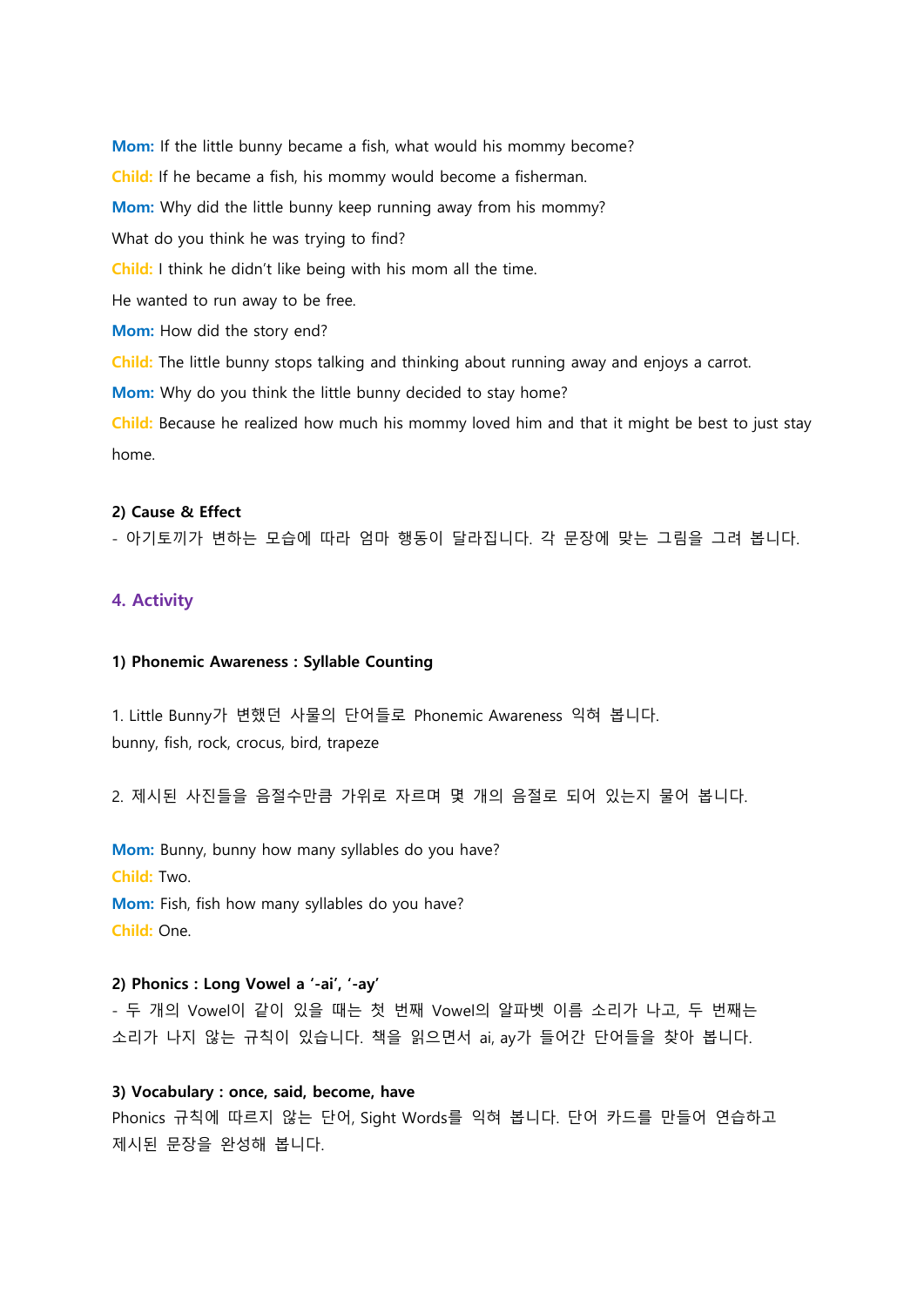**Mom:** If the little bunny became a fish, what would his mommy become?

**Child:** If he became a fish, his mommy would become a fisherman.

**Mom:** Why did the little bunny keep running away from his mommy?

What do you think he was trying to find?

**Child:** I think he didn't like being with his mom all the time.

He wanted to run away to be free.

**Mom:** How did the story end?

**Child:** The little bunny stops talking and thinking about running away and enjoys a carrot.

**Mom:** Why do you think the little bunny decided to stay home?

**Child:** Because he realized how much his mommy loved him and that it might be best to just stay home.

**2) Cause & Effect**

- 아기토끼가 변하는 모습에 따라 엄마 행동이 달라집니다. 각 문장에 맞는 그림을 그려 봅니다.

## 4. Activity

**1) Phonemic Awareness : Syllable Counting**

1. Little Bunny가 변했던 사물의 단어들로 Phonemic Awareness 익혀 봅니다.
bunny, fish, rock, crocus, bird, trapeze

2. 제시된 사진들을 음절수만큼 가위로 자르며 몇 개의 음절로 되어 있는지 물어 봅니다.

**Mom:** Bunny, bunny how many syllables do you have?

**Child:** Two.

**Mom:** Fish, fish how many syllables do you have?

**Child:** One.

**2) Phonics : Long Vowel a '-ai', '-ay'**

- 두 개의 Vowel이 같이 있을 때는 첫 번째 Vowel의 알파벳 이름 소리가 나고, 두 번째는 소리가 나지 않는 규칙이 있습니다. 책을 읽으면서 ai, ay가 들어간 단어들을 찾아 봅니다.

**3) Vocabulary : once, said, become, have**

Phonics 규칙에 따르지 않는 단어, Sight Words를 익혀 봅니다. 단어 카드를 만들어 연습하고 제시된 문장을 완성해 봅니다.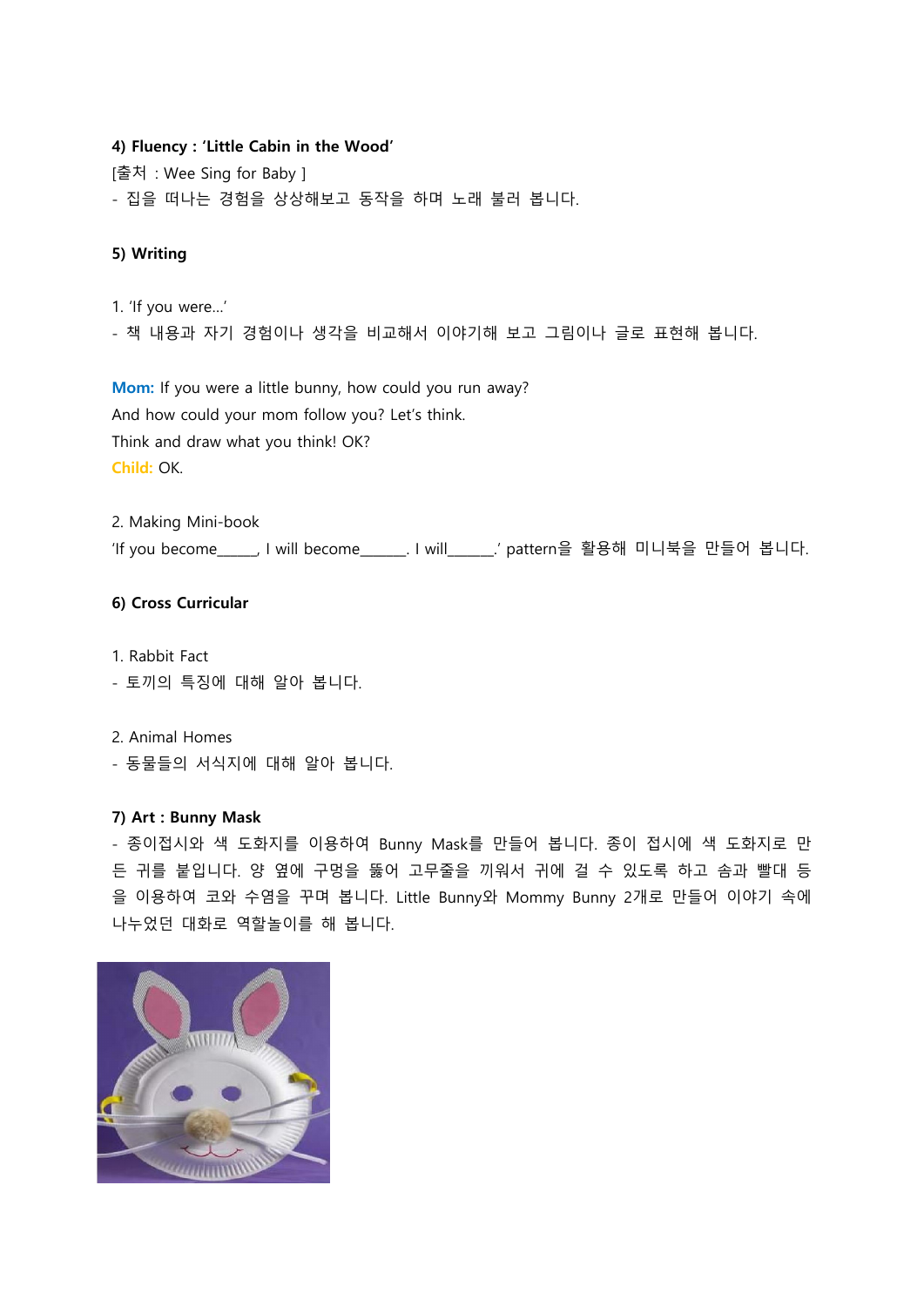**4) Fluency : 'Little Cabin in the Wood'**

[출처 : Wee Sing for Baby ]

- 집을 떠나는 경험을 상상해보고 동작을 하며 노래 불러 봅니다.

**5) Writing**

1. 'If you were…'

- 책 내용과 자기 경험이나 생각을 비교해서 이야기해 보고 그림이나 글로 표현해 봅니다.

**Mom:** If you were a little bunny, how could you run away?
And how could your mom follow you? Let's think.
Think and draw what you think! OK?
**Child:** OK.

2. Making Mini-book

'If you become_____, I will become______. I will______.' pattern을 활용해 미니북을 만들어 봅니다.

**6) Cross Curricular**

1. Rabbit Fact

- 토끼의 특징에 대해 알아 봅니다.

2. Animal Homes

- 동물들의 서식지에 대해 알아 봅니다.

**7) Art : Bunny Mask**

- 종이접시와 색 도화지를 이용하여 Bunny Mask를 만들어 봅니다. 종이 접시에 색 도화지로 만든 귀를 붙입니다. 양 옆에 구멍을 뚫어 고무줄을 끼워서 귀에 걸 수 있도록 하고 솜과 빨대 등을 이용하여 코와 수염을 꾸며 봅니다. Little Bunny와 Mommy Bunny 2개로 만들어 이야기 속에 나누었던 대화로 역할놀이를 해 봅니다.